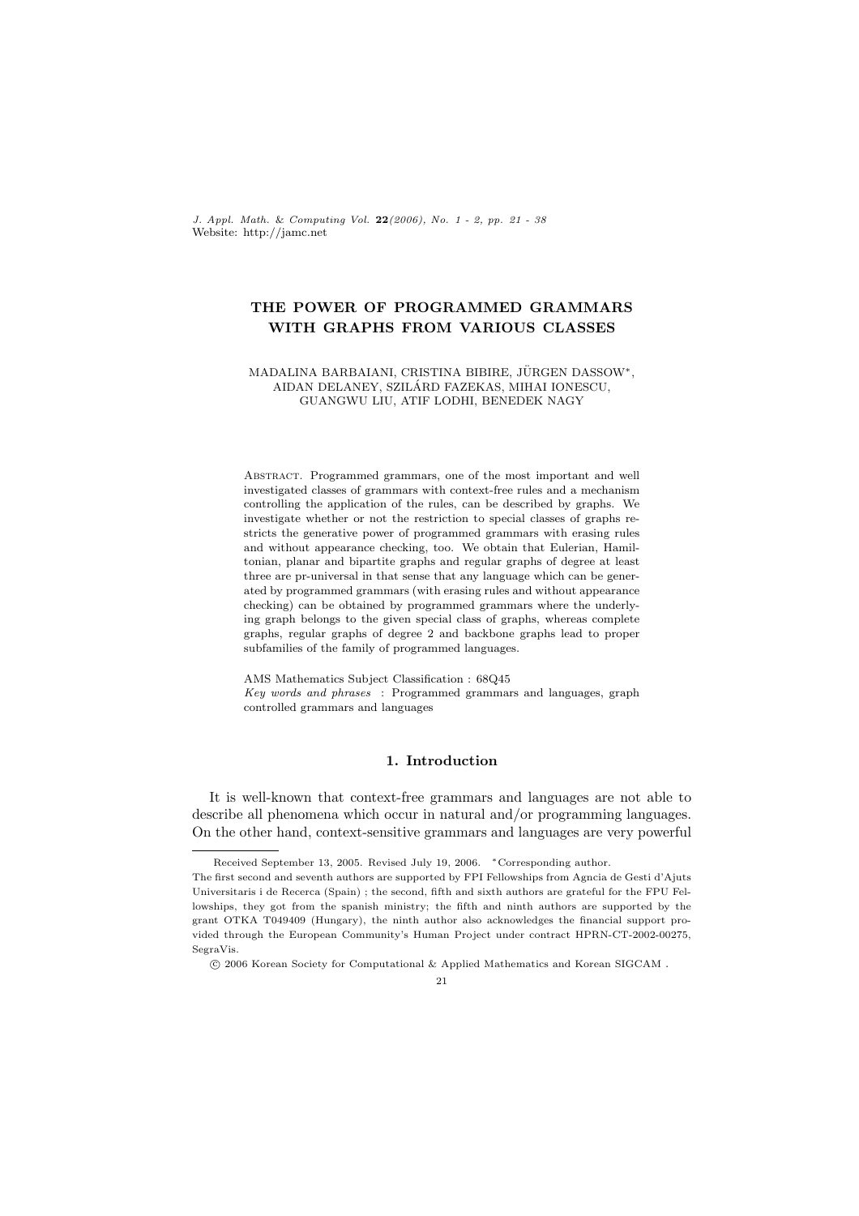# THE POWER OF PROGRAMMED GRAMMARS WITH GRAPHS FROM VARIOUS CLASSES

MADALINA BARBAIANI, CRISTINA BIBIRE, JÜRGEN DASSOW*, AIDAN DELANEY, SZILÁRD FAZEKAS, MIHAI IONESCU, GUANGWU LIU, ATIF LODHI, BENEDEK NAGY

Abstract. Programmed grammars, one of the most important and well investigated classes of grammars with context-free rules and a mechanism controlling the application of the rules, can be described by graphs. We investigate whether or not the restriction to special classes of graphs restricts the generative power of programmed grammars with erasing rules and without appearance checking, too. We obtain that Eulerian, Hamiltonian, planar and bipartite graphs and regular graphs of degree at least three are pr-universal in that sense that any language which can be generated by programmed grammars (with erasing rules and without appearance checking) can be obtained by programmed grammars where the underlying graph belongs to the given special class of graphs, whereas complete graphs, regular graphs of degree 2 and backbone graphs lead to proper subfamilies of the family of programmed languages.

AMS Mathematics Subject Classification : 68Q45

*Key words and phrases* : Programmed grammars and languages, graph controlled grammars and languages

## 1. Introduction

It is well-known that context-free grammars and languages are not able to describe all phenomena which occur in natural and/or programming languages. On the other hand, context-sensitive grammars and languages are very powerful

---

Received September 13, 2005. Revised July 19, 2006. *Corresponding author.

The first second and seventh authors are supported by FPI Fellowships from Agncia de Gesti d'Ajuts Universitaris i de Recerca (Spain) ; the second, fifth and sixth authors are grateful for the FPU Fellowships, they got from the spanish ministry; the fifth and ninth authors are supported by the grant OTKA T049409 (Hungary), the ninth author also acknowledges the financial support provided through the European Community's Human Project under contract HPRN-CT-2002-00275, SegraVis.

© 2006 Korean Society for Computational & Applied Mathematics and Korean SIGCAM .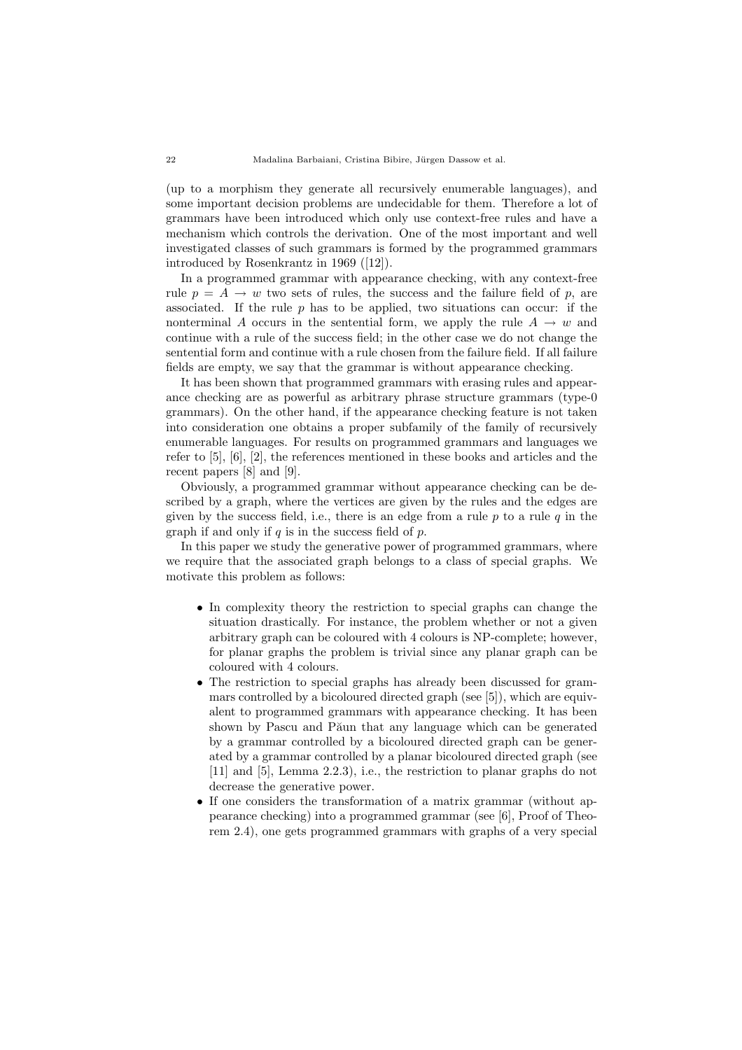(up to a morphism they generate all recursively enumerable languages), and some important decision problems are undecidable for them. Therefore a lot of grammars have been introduced which only use context-free rules and have a mechanism which controls the derivation. One of the most important and well investigated classes of such grammars is formed by the programmed grammars introduced by Rosenkrantz in 1969 ([12]).

In a programmed grammar with appearance checking, with any context-free rule $p = A \to w$ two sets of rules, the success and the failure field of $p$, are associated. If the rule $p$ has to be applied, two situations can occur: if the nonterminal $A$ occurs in the sentential form, we apply the rule $A \to w$ and continue with a rule of the success field; in the other case we do not change the sentential form and continue with a rule chosen from the failure field. If all failure fields are empty, we say that the grammar is without appearance checking.

It has been shown that programmed grammars with erasing rules and appearance checking are as powerful as arbitrary phrase structure grammars (type-0 grammars). On the other hand, if the appearance checking feature is not taken into consideration one obtains a proper subfamily of the family of recursively enumerable languages. For results on programmed grammars and languages we refer to [5], [6], [2], the references mentioned in these books and articles and the recent papers [8] and [9].

Obviously, a programmed grammar without appearance checking can be described by a graph, where the vertices are given by the rules and the edges are given by the success field, i.e., there is an edge from a rule $p$ to a rule $q$ in the graph if and only if $q$ is in the success field of $p$.

In this paper we study the generative power of programmed grammars, where we require that the associated graph belongs to a class of special graphs. We motivate this problem as follows:

- In complexity theory the restriction to special graphs can change the situation drastically. For instance, the problem whether or not a given arbitrary graph can be coloured with 4 colours is NP-complete; however, for planar graphs the problem is trivial since any planar graph can be coloured with 4 colours.
- The restriction to special graphs has already been discussed for grammars controlled by a bicoloured directed graph (see [5]), which are equivalent to programmed grammars with appearance checking. It has been shown by Pascu and Păun that any language which can be generated by a grammar controlled by a bicoloured directed graph can be generated by a grammar controlled by a planar bicoloured directed graph (see [11] and [5], Lemma 2.2.3), i.e., the restriction to planar graphs do not decrease the generative power.
- If one considers the transformation of a matrix grammar (without appearance checking) into a programmed grammar (see [6], Proof of Theorem 2.4), one gets programmed grammars with graphs of a very special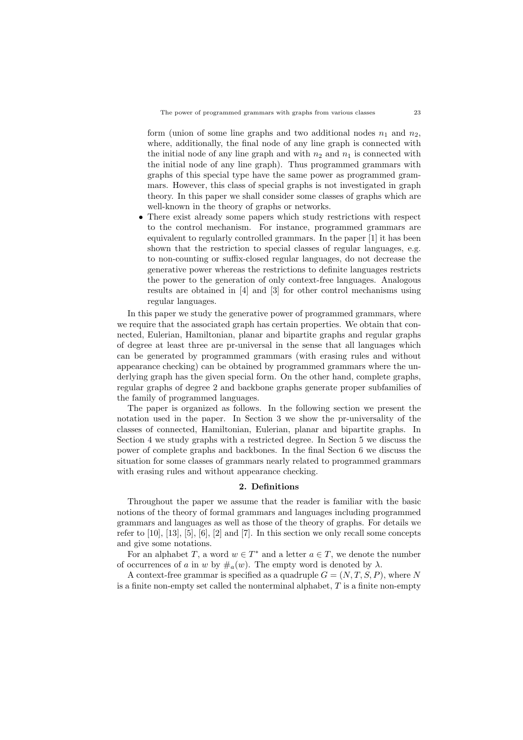form (union of some line graphs and two additional nodes $n_1$ and $n_2$, where, additionally, the final node of any line graph is connected with the initial node of any line graph and with $n_2$ and $n_1$ is connected with the initial node of any line graph). Thus programmed grammars with graphs of this special type have the same power as programmed grammars. However, this class of special graphs is not investigated in graph theory. In this paper we shall consider some classes of graphs which are well-known in the theory of graphs or networks.

- There exist already some papers which study restrictions with respect to the control mechanism. For instance, programmed grammars are equivalent to regularly controlled grammars. In the paper [1] it has been shown that the restriction to special classes of regular languages, e.g. to non-counting or suffix-closed regular languages, do not decrease the generative power whereas the restrictions to definite languages restricts the power to the generation of only context-free languages. Analogous results are obtained in [4] and [3] for other control mechanisms using regular languages.

In this paper we study the generative power of programmed grammars, where we require that the associated graph has certain properties. We obtain that connected, Eulerian, Hamiltonian, planar and bipartite graphs and regular graphs of degree at least three are pr-universal in the sense that all languages which can be generated by programmed grammars (with erasing rules and without appearance checking) can be obtained by programmed grammars where the underlying graph has the given special form. On the other hand, complete graphs, regular graphs of degree 2 and backbone graphs generate proper subfamilies of the family of programmed languages.

The paper is organized as follows. In the following section we present the notation used in the paper. In Section 3 we show the pr-universality of the classes of connected, Hamiltonian, Eulerian, planar and bipartite graphs. In Section 4 we study graphs with a restricted degree. In Section 5 we discuss the power of complete graphs and backbones. In the final Section 6 we discuss the situation for some classes of grammars nearly related to programmed grammars with erasing rules and without appearance checking.

## 2. Definitions

Throughout the paper we assume that the reader is familiar with the basic notions of the theory of formal grammars and languages including programmed grammars and languages as well as those of the theory of graphs. For details we refer to [10], [13], [5], [6], [2] and [7]. In this section we only recall some concepts and give some notations.

For an alphabet $T$, a word $w \in T^*$ and a letter $a \in T$, we denote the number of occurrences of $a$ in $w$ by $\#_a(w)$. The empty word is denoted by $\lambda$.

A context-free grammar is specified as a quadruple $G = (N, T, S, P)$, where $N$ is a finite non-empty set called the nonterminal alphabet, $T$ is a finite non-empty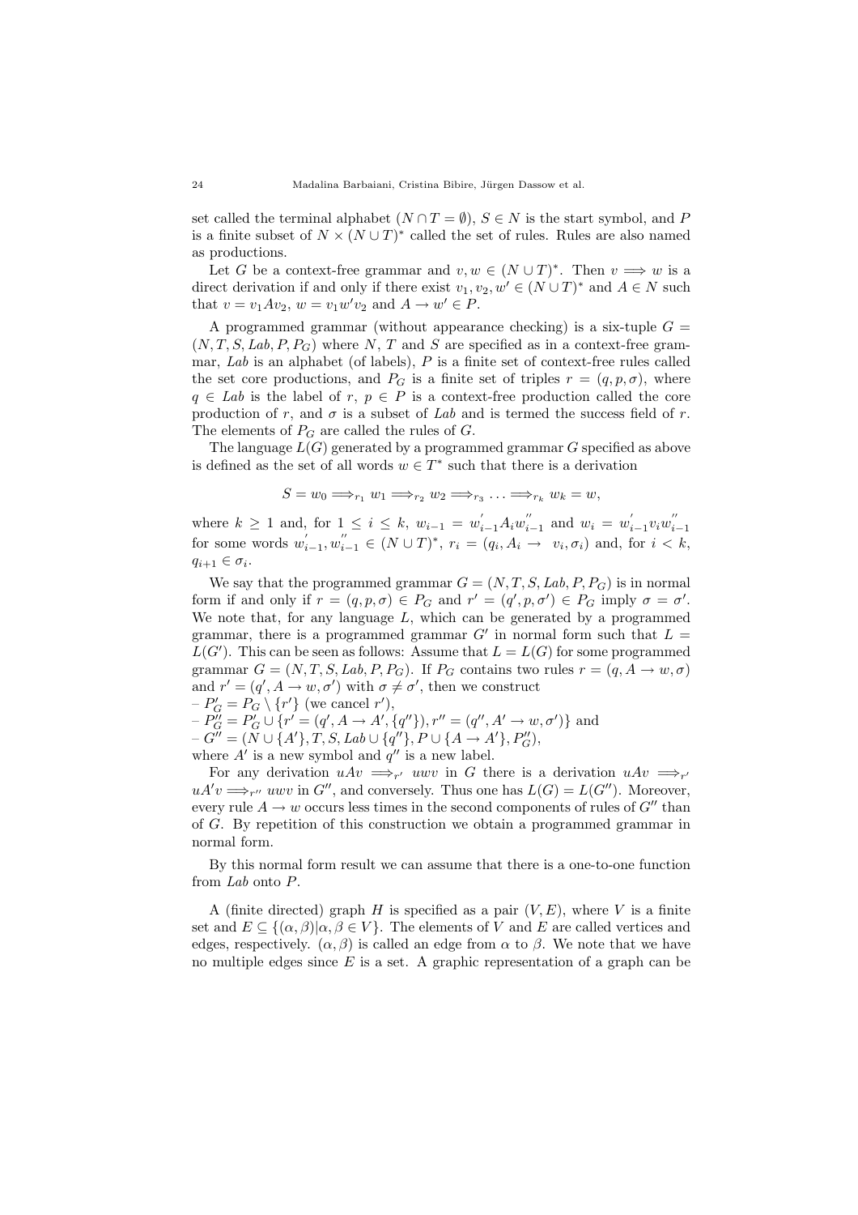set called the terminal alphabet ($N \cap T = \emptyset$), $S \in N$ is the start symbol, and $P$ is a finite subset of $N \times (N \cup T)^*$ called the set of rules. Rules are also named as productions.

Let $G$ be a context-free grammar and $v, w \in (N \cup T)^*$. Then $v \Longrightarrow w$ is a direct derivation if and only if there exist $v_1, v_2, w' \in (N \cup T)^*$ and $A \in N$ such that $v = v_1 A v_2$, $w = v_1 w' v_2$ and $A \to w' \in P$.

A programmed grammar (without appearance checking) is a six-tuple $G = (N, T, S, Lab, P, P_G)$ where $N$, $T$ and $S$ are specified as in a context-free grammar, $Lab$ is an alphabet (of labels), $P$ is a finite set of context-free rules called the set core productions, and $P_G$ is a finite set of triples $r = (q, p, \sigma)$, where $q \in Lab$ is the label of $r$, $p \in P$ is a context-free production called the core production of $r$, and $\sigma$ is a subset of $Lab$ and is termed the success field of $r$. The elements of $P_G$ are called the rules of $G$.

The language $L(G)$ generated by a programmed grammar $G$ specified as above is defined as the set of all words $w \in T^*$ such that there is a derivation

$$S = w_0 \Longrightarrow_{r_1} w_1 \Longrightarrow_{r_2} w_2 \Longrightarrow_{r_3} \ldots \Longrightarrow_{r_k} w_k = w,$$

where $k \geq 1$ and, for $1 \leq i \leq k$, $w_{i-1} = w'_{i-1} A_i w''_{i-1}$ and $w_i = w'_{i-1} v_i w''_{i-1}$ for some words $w'_{i-1}, w''_{i-1} \in (N \cup T)^*$, $r_i = (q_i, A_i \to v_i, \sigma_i)$ and, for $i < k$, $q_{i+1} \in \sigma_i$.

We say that the programmed grammar $G = (N, T, S, Lab, P, P_G)$ is in normal form if and only if $r = (q, p, \sigma) \in P_G$ and $r' = (q', p, \sigma') \in P_G$ imply $\sigma = \sigma'$. We note that, for any language $L$, which can be generated by a programmed grammar, there is a programmed grammar $G'$ in normal form such that $L = L(G')$. This can be seen as follows: Assume that $L = L(G)$ for some programmed grammar $G = (N, T, S, Lab, P, P_G)$. If $P_G$ contains two rules $r = (q, A \to w, \sigma)$ and $r' = (q', A \to w, \sigma')$ with $\sigma \neq \sigma'$, then we construct

- $P'_G = P_G \setminus \{r'\}$ (we cancel $r'$),
- $P''_G = P'_G \cup \{r' = (q', A \to A', \{q''\}), r'' = (q'', A' \to w, \sigma')\}$ and
- $G'' = (N \cup \{A'\}, T, S, Lab \cup \{q''\}, P \cup \{A \to A'\}, P''_G)$,

where $A'$ is a new symbol and $q''$ is a new label.

For any derivation $uAv \Longrightarrow_{r'} uwv$ in $G$ there is a derivation $uAv \Longrightarrow_{r'} uA'v \Longrightarrow_{r''} uwv$ in $G''$, and conversely. Thus one has $L(G) = L(G'')$. Moreover, every rule $A \to w$ occurs less times in the second components of rules of $G''$ than of $G$. By repetition of this construction we obtain a programmed grammar in normal form.

By this normal form result we can assume that there is a one-to-one function from $Lab$ onto $P$.

A (finite directed) graph $H$ is specified as a pair $(V, E)$, where $V$ is a finite set and $E \subseteq \{(\alpha, \beta) | \alpha, \beta \in V\}$. The elements of $V$ and $E$ are called vertices and edges, respectively. $(\alpha, \beta)$ is called an edge from $\alpha$ to $\beta$. We note that we have no multiple edges since $E$ is a set. A graphic representation of a graph can be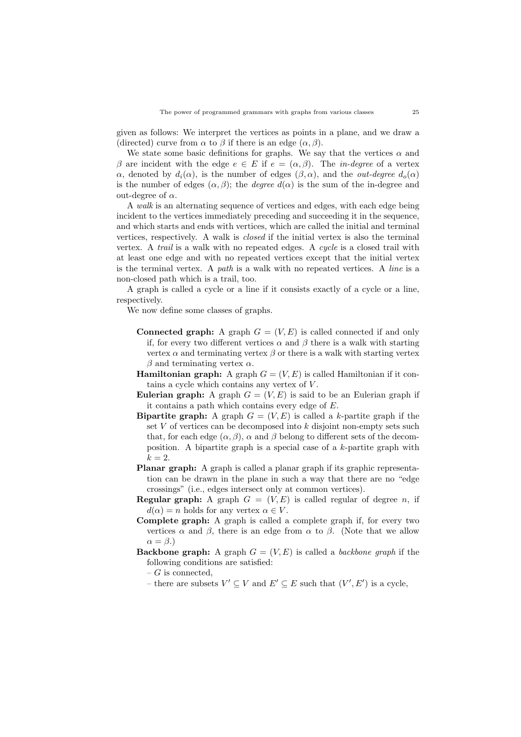given as follows: We interpret the vertices as points in a plane, and we draw a (directed) curve from $\alpha$ to $\beta$ if there is an edge $(\alpha, \beta)$.

We state some basic definitions for graphs. We say that the vertices $\alpha$ and $\beta$ are incident with the edge $e \in E$ if $e = (\alpha, \beta)$. The *in-degree* of a vertex $\alpha$, denoted by $d_i(\alpha)$, is the number of edges $(\beta, \alpha)$, and the *out-degree* $d_o(\alpha)$ is the number of edges $(\alpha, \beta)$; the *degree* $d(\alpha)$ is the sum of the in-degree and out-degree of $\alpha$.

A *walk* is an alternating sequence of vertices and edges, with each edge being incident to the vertices immediately preceding and succeeding it in the sequence, and which starts and ends with vertices, which are called the initial and terminal vertices, respectively. A walk is *closed* if the initial vertex is also the terminal vertex. A *trail* is a walk with no repeated edges. A *cycle* is a closed trail with at least one edge and with no repeated vertices except that the initial vertex is the terminal vertex. A *path* is a walk with no repeated vertices. A *line* is a non-closed path which is a trail, too.

A graph is called a cycle or a line if it consists exactly of a cycle or a line, respectively.

We now define some classes of graphs.

- **Connected graph:** A graph $G = (V, E)$ is called connected if and only if, for every two different vertices $\alpha$ and $\beta$ there is a walk with starting vertex $\alpha$ and terminating vertex $\beta$ or there is a walk with starting vertex $\beta$ and terminating vertex $\alpha$.
- **Hamiltonian graph:** A graph $G = (V, E)$ is called Hamiltonian if it contains a cycle which contains any vertex of $V$.
- **Eulerian graph:** A graph $G = (V, E)$ is said to be an Eulerian graph if it contains a path which contains every edge of $E$.
- **Bipartite graph:** A graph $G = (V, E)$ is called a $k$-partite graph if the set $V$ of vertices can be decomposed into $k$ disjoint non-empty sets such that, for each edge $(\alpha, \beta)$, $\alpha$ and $\beta$ belong to different sets of the decomposition. A bipartite graph is a special case of a $k$-partite graph with $k = 2$.
- **Planar graph:** A graph is called a planar graph if its graphic representation can be drawn in the plane in such a way that there are no "edge crossings" (i.e., edges intersect only at common vertices).
- **Regular graph:** A graph $G = (V, E)$ is called regular of degree $n$, if $d(\alpha) = n$ holds for any vertex $\alpha \in V$.
- **Complete graph:** A graph is called a complete graph if, for every two vertices $\alpha$ and $\beta$, there is an edge from $\alpha$ to $\beta$. (Note that we allow $\alpha = \beta$.)
- **Backbone graph:** A graph $G = (V, E)$ is called a *backbone graph* if the following conditions are satisfied:
  - $G$ is connected,
  - there are subsets $V' \subseteq V$ and $E' \subseteq E$ such that $(V', E')$ is a cycle,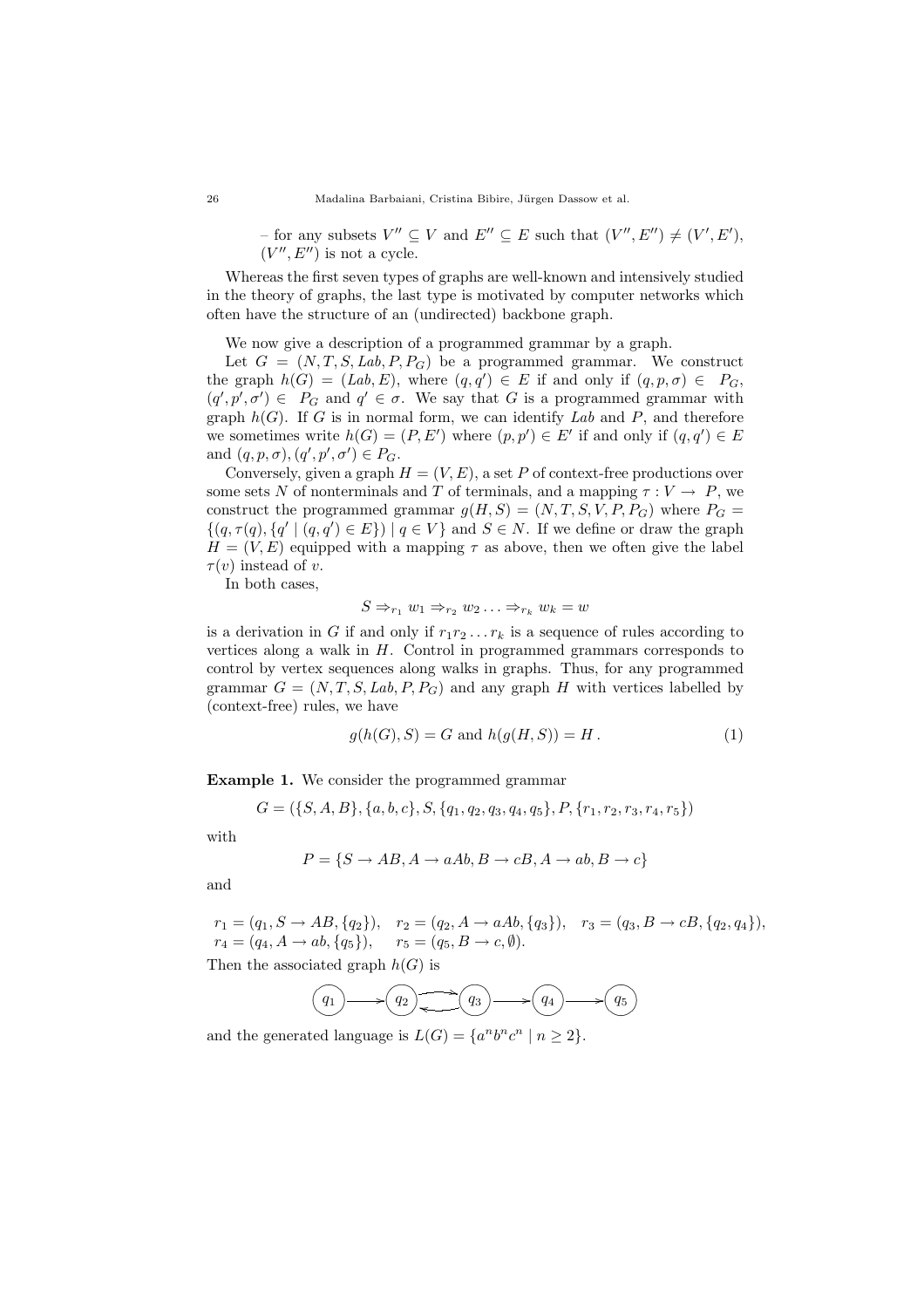– for any subsets $V'' \subseteq V$ and $E'' \subseteq E$ such that $(V'', E'') \neq (V', E')$, $(V'', E'')$ is not a cycle.

Whereas the first seven types of graphs are well-known and intensively studied in the theory of graphs, the last type is motivated by computer networks which often have the structure of an (undirected) backbone graph.

We now give a description of a programmed grammar by a graph.

Let $G = (N, T, S, Lab, P, P_G)$ be a programmed grammar. We construct the graph $h(G) = (Lab, E)$, where $(q, q') \in E$ if and only if $(q, p, \sigma) \in P_G$, $(q', p', \sigma') \in P_G$ and $q' \in \sigma$. We say that $G$ is a programmed grammar with graph $h(G)$. If $G$ is in normal form, we can identify $Lab$ and $P$, and therefore we sometimes write $h(G) = (P, E')$ where $(p, p') \in E'$ if and only if $(q, q') \in E$ and $(q, p, \sigma), (q', p', \sigma') \in P_G$.

Conversely, given a graph $H = (V, E)$, a set $P$ of context-free productions over some sets $N$ of nonterminals and $T$ of terminals, and a mapping $\tau : V \to P$, we construct the programmed grammar $g(H, S) = (N, T, S, V, P, P_G)$ where $P_G = \{(q, \tau(q), \{q' \mid (q, q') \in E\}) \mid q \in V\}$ and $S \in N$. If we define or draw the graph $H = (V, E)$ equipped with a mapping $\tau$ as above, then we often give the label $\tau(v)$ instead of $v$.

In both cases,

$$S \Rightarrow_{r_1} w_1 \Rightarrow_{r_2} w_2 \ldots \Rightarrow_{r_k} w_k = w$$

is a derivation in $G$ if and only if $r_1 r_2 \ldots r_k$ is a sequence of rules according to vertices along a walk in $H$. Control in programmed grammars corresponds to control by vertex sequences along walks in graphs. Thus, for any programmed grammar $G = (N, T, S, Lab, P, P_G)$ and any graph $H$ with vertices labelled by (context-free) rules, we have

$$g(h(G), S) = G \text{ and } h(g(H, S)) = H . \tag{1}$$

**Example 1.** We consider the programmed grammar

$$G = (\{S, A, B\}, \{a, b, c\}, S, \{q_1, q_2, q_3, q_4, q_5\}, P, \{r_1, r_2, r_3, r_4, r_5\})$$

with

$$P = \{S \to AB, A \to aAb, B \to cB, A \to ab, B \to c\}$$

and

$$r_1 = (q_1, S \to AB, \{q_2\}), \quad r_2 = (q_2, A \to aAb, \{q_3\}), \quad r_3 = (q_3, B \to cB, \{q_2, q_4\}),$$
$$r_4 = (q_4, A \to ab, \{q_5\}), \quad r_5 = (q_5, B \to c, \emptyset).$$

Then the associated graph $h(G)$ is

$q_1 \longrightarrow q_2 \rightleftarrows q_3 \longrightarrow q_4 \longrightarrow q_5$

and the generated language is $L(G) = \{a^n b^n c^n \mid n \geq 2\}$.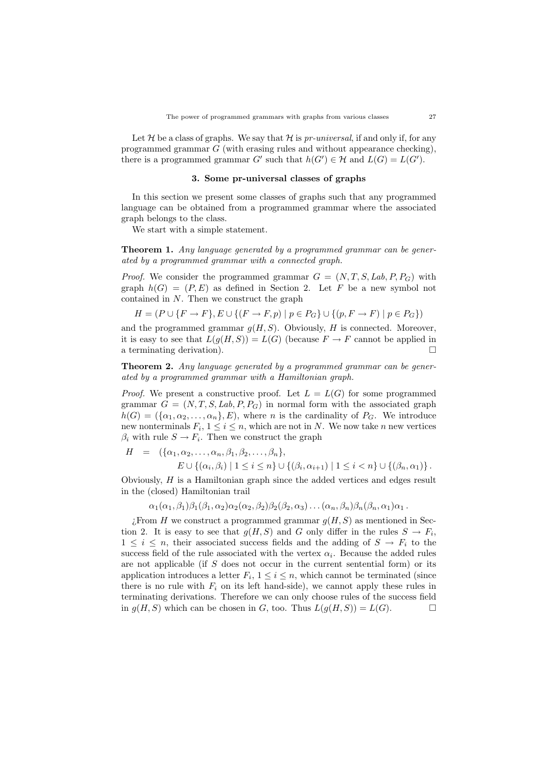Let $\mathcal{H}$ be a class of graphs. We say that $\mathcal{H}$ is *pr-universal*, if and only if, for any programmed grammar $G$ (with erasing rules and without appearance checking), there is a programmed grammar $G'$ such that $h(G') \in \mathcal{H}$ and $L(G) = L(G')$.

### 3. Some pr-universal classes of graphs

In this section we present some classes of graphs such that any programmed language can be obtained from a programmed grammar where the associated graph belongs to the class.

We start with a simple statement.

**Theorem 1.** *Any language generated by a programmed grammar can be generated by a programmed grammar with a connected graph.*

*Proof.* We consider the programmed grammar $G = (N, T, S, Lab, P, P_G)$ with graph $h(G) = (P, E)$ as defined in Section 2. Let $F$ be a new symbol not contained in $N$. Then we construct the graph

$$H = (P \cup \{F \to F\}, E \cup \{(F \to F, p) \mid p \in P_G\} \cup \{(p, F \to F) \mid p \in P_G\})$$

and the programmed grammar $g(H, S)$. Obviously, $H$ is connected. Moreover, it is easy to see that $L(g(H, S)) = L(G)$ (because $F \to F$ cannot be applied in a terminating derivation). □

**Theorem 2.** *Any language generated by a programmed grammar can be generated by a programmed grammar with a Hamiltonian graph.*

*Proof.* We present a constructive proof. Let $L = L(G)$ for some programmed grammar $G = (N, T, S, Lab, P, P_G)$ in normal form with the associated graph $h(G) = (\{\alpha_1, \alpha_2, \dots, \alpha_n\}, E)$, where $n$ is the cardinality of $P_G$. We introduce new nonterminals $F_i$, $1 \le i \le n$, which are not in $N$. We now take $n$ new vertices $\beta_i$ with rule $S \to F_i$. Then we construct the graph

$$\begin{aligned} H \;\; = \;\; & (\{\alpha_1, \alpha_2, \dots, \alpha_n, \beta_1, \beta_2, \dots, \beta_n\}, \\ & E \cup \{(\alpha_i, \beta_i) \mid 1 \le i \le n\} \cup \{(\beta_i, \alpha_{i+1}) \mid 1 \le i < n\} \cup \{(\beta_n, \alpha_1)\}\,. \end{aligned}$$

Obviously, $H$ is a Hamiltonian graph since the added vertices and edges result in the (closed) Hamiltonian trail

$$\alpha_1(\alpha_1, \beta_1)\beta_1(\beta_1, \alpha_2)\alpha_2(\alpha_2, \beta_2)\beta_2(\beta_2, \alpha_3) \dots (\alpha_n, \beta_n)\beta_n(\beta_n, \alpha_1)\alpha_1\,.$$

¿From $H$ we construct a programmed grammar $g(H, S)$ as mentioned in Section 2. It is easy to see that $g(H, S)$ and $G$ only differ in the rules $S \to F_i$, $1 \le i \le n$, their associated success fields and the adding of $S \to F_i$ to the success field of the rule associated with the vertex $\alpha_i$. Because the added rules are not applicable (if $S$ does not occur in the current sentential form) or its application introduces a letter $F_i$, $1 \le i \le n$, which cannot be terminated (since there is no rule with $F_i$ on its left hand-side), we cannot apply these rules in terminating derivations. Therefore we can only choose rules of the success field in $g(H, S)$ which can be chosen in $G$, too. Thus $L(g(H, S)) = L(G)$. □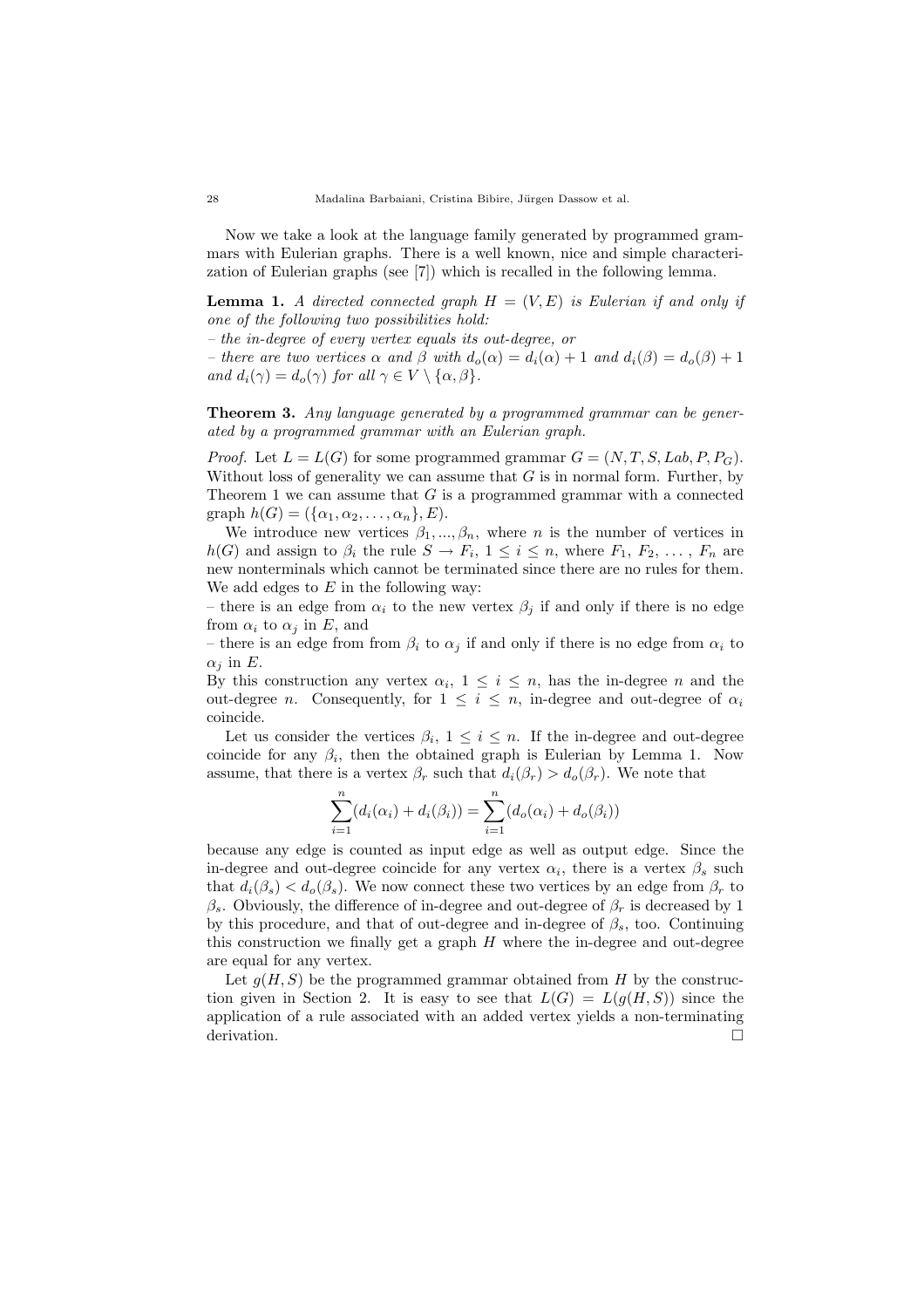Now we take a look at the language family generated by programmed grammars with Eulerian graphs. There is a well known, nice and simple characterization of Eulerian graphs (see [7]) which is recalled in the following lemma.

**Lemma 1.** *A directed connected graph $H = (V, E)$ is Eulerian if and only if one of the following two possibilities hold:*
*– the in-degree of every vertex equals its out-degree, or*
*– there are two vertices $\alpha$ and $\beta$ with $d_o(\alpha) = d_i(\alpha) + 1$ and $d_i(\beta) = d_o(\beta) + 1$ and $d_i(\gamma) = d_o(\gamma)$ for all $\gamma \in V \setminus \{\alpha, \beta\}$.*

**Theorem 3.** *Any language generated by a programmed grammar can be generated by a programmed grammar with an Eulerian graph.*

*Proof.* Let $L = L(G)$ for some programmed grammar $G = (N, T, S, Lab, P, P_G)$. Without loss of generality we can assume that $G$ is in normal form. Further, by Theorem 1 we can assume that $G$ is a programmed grammar with a connected graph $h(G) = (\{\alpha_1, \alpha_2, \ldots, \alpha_n\}, E)$.

We introduce new vertices $\beta_1, ..., \beta_n$, where $n$ is the number of vertices in $h(G)$ and assign to $\beta_i$ the rule $S \to F_i$, $1 \leq i \leq n$, where $F_1, F_2, \ldots, F_n$ are new nonterminals which cannot be terminated since there are no rules for them. We add edges to $E$ in the following way:
– there is an edge from $\alpha_i$ to the new vertex $\beta_j$ if and only if there is no edge from $\alpha_i$ to $\alpha_j$ in $E$, and
– there is an edge from from $\beta_i$ to $\alpha_j$ if and only if there is no edge from $\alpha_i$ to $\alpha_j$ in $E$.
By this construction any vertex $\alpha_i$, $1 \leq i \leq n$, has the in-degree $n$ and the out-degree $n$. Consequently, for $1 \leq i \leq n$, in-degree and out-degree of $\alpha_i$ coincide.

Let us consider the vertices $\beta_i$, $1 \leq i \leq n$. If the in-degree and out-degree coincide for any $\beta_i$, then the obtained graph is Eulerian by Lemma 1. Now assume, that there is a vertex $\beta_r$ such that $d_i(\beta_r) > d_o(\beta_r)$. We note that

$$\sum_{i=1}^{n}(d_i(\alpha_i) + d_i(\beta_i)) = \sum_{i=1}^{n}(d_o(\alpha_i) + d_o(\beta_i))$$

because any edge is counted as input edge as well as output edge. Since the in-degree and out-degree coincide for any vertex $\alpha_i$, there is a vertex $\beta_s$ such that $d_i(\beta_s) < d_o(\beta_s)$. We now connect these two vertices by an edge from $\beta_r$ to $\beta_s$. Obviously, the difference of in-degree and out-degree of $\beta_r$ is decreased by 1 by this procedure, and that of out-degree and in-degree of $\beta_s$, too. Continuing this construction we finally get a graph $H$ where the in-degree and out-degree are equal for any vertex.

Let $g(H, S)$ be the programmed grammar obtained from $H$ by the construction given in Section 2. It is easy to see that $L(G) = L(g(H, S))$ since the application of a rule associated with an added vertex yields a non-terminating derivation. □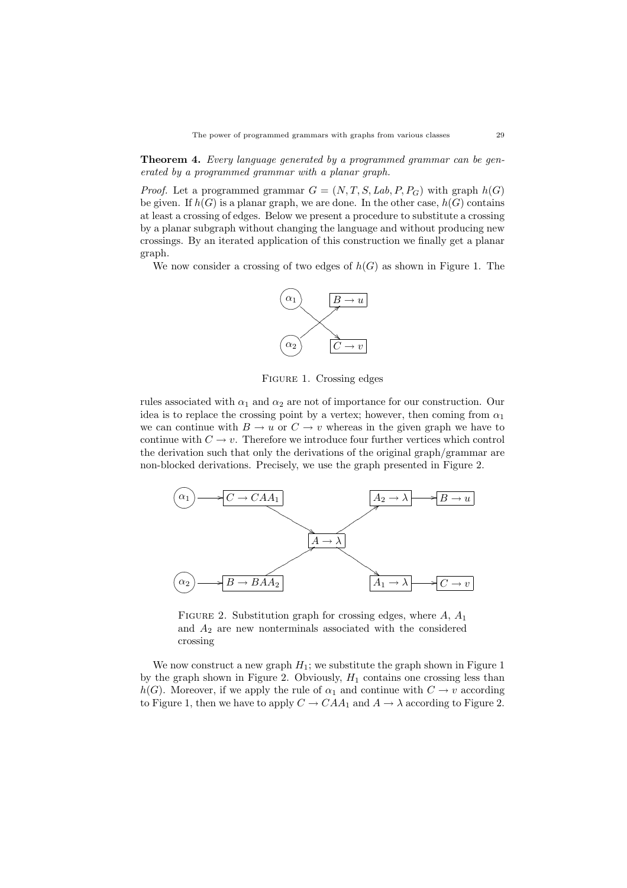**Theorem 4.** *Every language generated by a programmed grammar can be generated by a programmed grammar with a planar graph.*

*Proof.* Let a programmed grammar $G = (N, T, S, Lab, P, P_G)$ with graph $h(G)$ be given. If $h(G)$ is a planar graph, we are done. In the other case, $h(G)$ contains at least a crossing of edges. Below we present a procedure to substitute a crossing by a planar subgraph without changing the language and without producing new crossings. By an iterated application of this construction we finally get a planar graph.

We now consider a crossing of two edges of $h(G)$ as shown in Figure 1. The

FIGURE 1. Crossing edges

rules associated with $\alpha_1$ and $\alpha_2$ are not of importance for our construction. Our idea is to replace the crossing point by a vertex; however, then coming from $\alpha_1$ we can continue with $B \to u$ or $C \to v$ whereas in the given graph we have to continue with $C \to v$. Therefore we introduce four further vertices which control the derivation such that only the derivations of the original graph/grammar are non-blocked derivations. Precisely, we use the graph presented in Figure 2.

FIGURE 2. Substitution graph for crossing edges, where $A$, $A_1$ and $A_2$ are new nonterminals associated with the considered crossing

We now construct a new graph $H_1$; we substitute the graph shown in Figure 1 by the graph shown in Figure 2. Obviously, $H_1$ contains one crossing less than $h(G)$. Moreover, if we apply the rule of $\alpha_1$ and continue with $C \to v$ according to Figure 1, then we have to apply $C \to CAA_1$ and $A \to \lambda$ according to Figure 2.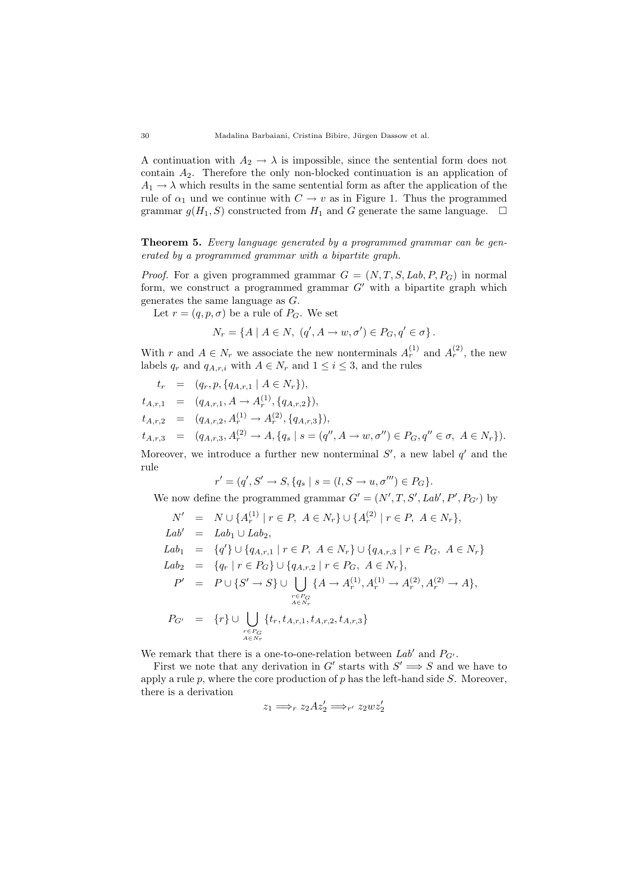A continuation with $A_2 \to \lambda$ is impossible, since the sentential form does not contain $A_2$. Therefore the only non-blocked continuation is an application of $A_1 \to \lambda$ which results in the same sentential form as after the application of the rule of $\alpha_1$ und we continue with $C \to v$ as in Figure 1. Thus the programmed grammar $g(H_1, S)$ constructed from $H_1$ and $G$ generate the same language. $\Box$

**Theorem 5.** *Every language generated by a programmed grammar can be generated by a programmed grammar with a bipartite graph.*

*Proof.* For a given programmed grammar $G = (N, T, S, Lab, P, P_G)$ in normal form, we construct a programmed grammar $G'$ with a bipartite graph which generates the same language as $G$.

Let $r = (q, p, \sigma)$ be a rule of $P_G$. We set

$$N_r = \{A \mid A \in N,\ (q', A \to w, \sigma') \in P_G, q' \in \sigma\}.$$

With $r$ and $A \in N_r$ we associate the new nonterminals $A_r^{(1)}$ and $A_r^{(2)}$, the new labels $q_r$ and $q_{A,r,i}$ with $A \in N_r$ and $1 \leq i \leq 3$, and the rules

$$\begin{aligned}
t_r &= (q_r, p, \{q_{A,r,1} \mid A \in N_r\}),\\
t_{A,r,1} &= (q_{A,r,1}, A \to A_r^{(1)}, \{q_{A,r,2}\}),\\
t_{A,r,2} &= (q_{A,r,2}, A_r^{(1)} \to A_r^{(2)}, \{q_{A,r,3}\}),\\
t_{A,r,3} &= (q_{A,r,3}, A_r^{(2)} \to A, \{q_s \mid s = (q'', A \to w, \sigma'') \in P_G, q'' \in \sigma,\ A \in N_r\}).
\end{aligned}$$

Moreover, we introduce a further new nonterminal $S'$, a new label $q'$ and the rule

$$r' = (q', S' \to S, \{q_s \mid s = (l, S \to u, \sigma''') \in P_G\}.$$

We now define the programmed grammar $G' = (N', T, S', Lab', P', P_{G'})$ by

$$\begin{aligned}
N' &= N \cup \{A_r^{(1)} \mid r \in P,\ A \in N_r\} \cup \{A_r^{(2)} \mid r \in P,\ A \in N_r\},\\
Lab' &= Lab_1 \cup Lab_2,\\
Lab_1 &= \{q'\} \cup \{q_{A,r,1} \mid r \in P,\ A \in N_r\} \cup \{q_{A,r,3} \mid r \in P_G,\ A \in N_r\}\\
Lab_2 &= \{q_r \mid r \in P_G\} \cup \{q_{A,r,2} \mid r \in P_G,\ A \in N_r\},\\
P' &= P \cup \{S' \to S\} \cup \bigcup_{\substack{r \in P_G\\ A \in N_r}} \{A \to A_r^{(1)}, A_r^{(1)} \to A_r^{(2)}, A_r^{(2)} \to A\},\\
P_{G'} &= \{r\} \cup \bigcup_{\substack{r \in P_G\\ A \in N_r}} \{t_r, t_{A,r,1}, t_{A,r,2}, t_{A,r,3}\}
\end{aligned}$$

We remark that there is a one-to-one-relation between $Lab'$ and $P_{G'}$.

First we note that any derivation in $G'$ starts with $S' \Longrightarrow S$ and we have to apply a rule $p$, where the core production of $p$ has the left-hand side $S$. Moreover, there is a derivation

$$z_1 \Longrightarrow_r z_2 A z_2' \Longrightarrow_{r'} z_2 w z_2'$$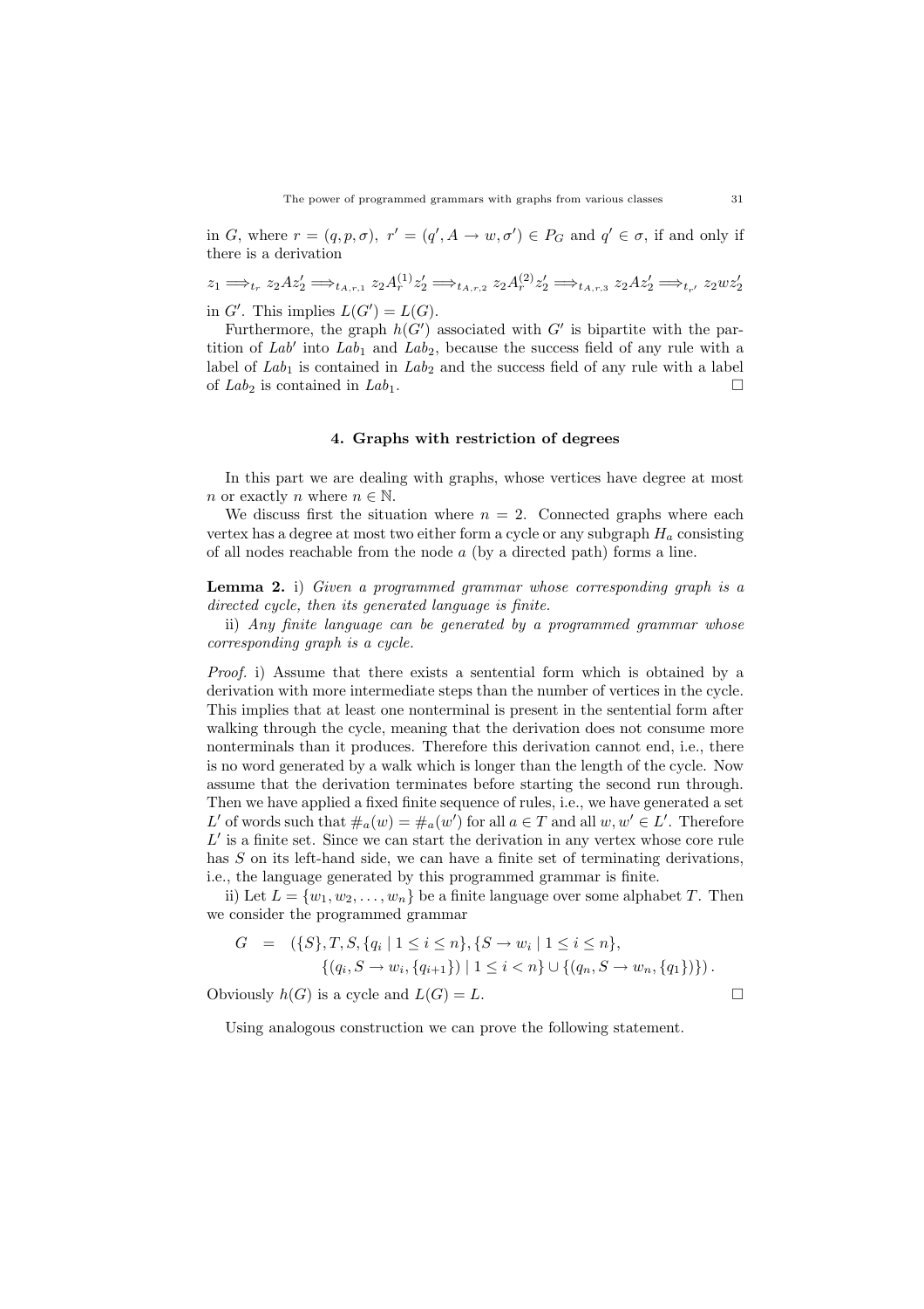in $G$, where $r = (q, p, \sigma)$, $r' = (q', A \to w, \sigma') \in P_G$ and $q' \in \sigma$, if and only if there is a derivation

$$z_1 \Longrightarrow_{t_r} z_2 A z_2' \Longrightarrow_{t_{A,r,1}} z_2 A_r^{(1)} z_2' \Longrightarrow_{t_{A,r,2}} z_2 A_r^{(2)} z_2' \Longrightarrow_{t_{A,r,3}} z_2 A z_2' \Longrightarrow_{t_{r'}} z_2 w z_2'$$

in $G'$. This implies $L(G') = L(G)$.

Furthermore, the graph $h(G')$ associated with $G'$ is bipartite with the partition of $Lab'$ into $Lab_1$ and $Lab_2$, because the success field of any rule with a label of $Lab_1$ is contained in $Lab_2$ and the success field of any rule with a label of $Lab_2$ is contained in $Lab_1$. □

## 4. Graphs with restriction of degrees

In this part we are dealing with graphs, whose vertices have degree at most $n$ or exactly $n$ where $n \in \mathbb{N}$.

We discuss first the situation where $n = 2$. Connected graphs where each vertex has a degree at most two either form a cycle or any subgraph $H_a$ consisting of all nodes reachable from the node $a$ (by a directed path) forms a line.

**Lemma 2.** i) *Given a programmed grammar whose corresponding graph is a directed cycle, then its generated language is finite.*

ii) *Any finite language can be generated by a programmed grammar whose corresponding graph is a cycle.*

*Proof.* i) Assume that there exists a sentential form which is obtained by a derivation with more intermediate steps than the number of vertices in the cycle. This implies that at least one nonterminal is present in the sentential form after walking through the cycle, meaning that the derivation does not consume more nonterminals than it produces. Therefore this derivation cannot end, i.e., there is no word generated by a walk which is longer than the length of the cycle. Now assume that the derivation terminates before starting the second run through. Then we have applied a fixed finite sequence of rules, i.e., we have generated a set $L'$ of words such that $\#_a(w) = \#_a(w')$ for all $a \in T$ and all $w, w' \in L'$. Therefore $L'$ is a finite set. Since we can start the derivation in any vertex whose core rule has $S$ on its left-hand side, we can have a finite set of terminating derivations, i.e., the language generated by this programmed grammar is finite.

ii) Let $L = \{w_1, w_2, \ldots, w_n\}$ be a finite language over some alphabet $T$. Then we consider the programmed grammar

$$\begin{aligned} G \;\; = \;\; & (\{S\}, T, S, \{q_i \mid 1 \leq i \leq n\}, \{S \to w_i \mid 1 \leq i \leq n\}, \\ & \{(q_i, S \to w_i, \{q_{i+1}\}) \mid 1 \leq i < n\} \cup \{(q_n, S \to w_n, \{q_1\})\}) \, . \end{aligned}$$

Obviously $h(G)$ is a cycle and $L(G) = L$. □

Using analogous construction we can prove the following statement.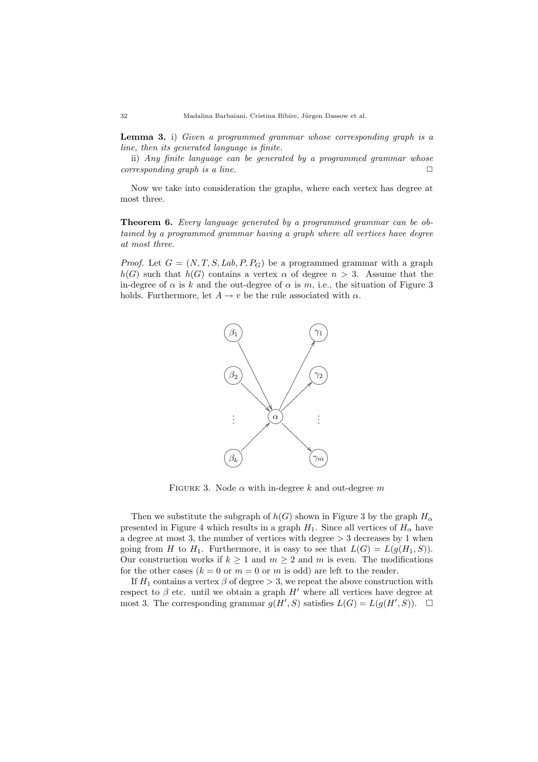**Lemma 3.** i) *Given a programmed grammar whose corresponding graph is a line, then its generated language is finite.*

ii) *Any finite language can be generated by a programmed grammar whose corresponding graph is a line.* □

Now we take into consideration the graphs, where each vertex has degree at most three.

**Theorem 6.** *Every language generated by a programmed grammar can be obtained by a programmed grammar having a graph where all vertices have degree at most three.*

*Proof.* Let $G = (N, T, S, Lab, P, P_G)$ be a programmed grammar with a graph $h(G)$ such that $h(G)$ contains a vertex $\alpha$ of degree $n > 3$. Assume that the in-degree of $\alpha$ is $k$ and the out-degree of $\alpha$ is $m$, i.e., the situation of Figure 3 holds. Furthermore, let $A \to v$ be the rule associated with $\alpha$.

FIGURE 3. Node $\alpha$ with in-degree $k$ and out-degree $m$

Then we substitute the subgraph of $h(G)$ shown in Figure 3 by the graph $H_\alpha$ presented in Figure 4 which results in a graph $H_1$. Since all vertices of $H_\alpha$ have a degree at most 3, the number of vertices with degree $> 3$ decreases by 1 when going from $H$ to $H_1$. Furthermore, it is easy to see that $L(G) = L(g(H_1, S))$. Our construction works if $k \geq 1$ and $m \geq 2$ and $m$ is even. The modifications for the other cases ($k = 0$ or $m = 0$ or $m$ is odd) are left to the reader.

If $H_1$ contains a vertex $\beta$ of degree $> 3$, we repeat the above construction with respect to $\beta$ etc. until we obtain a graph $H'$ where all vertices have degree at most 3. The corresponding grammar $g(H', S)$ satisfies $L(G) = L(g(H', S))$. □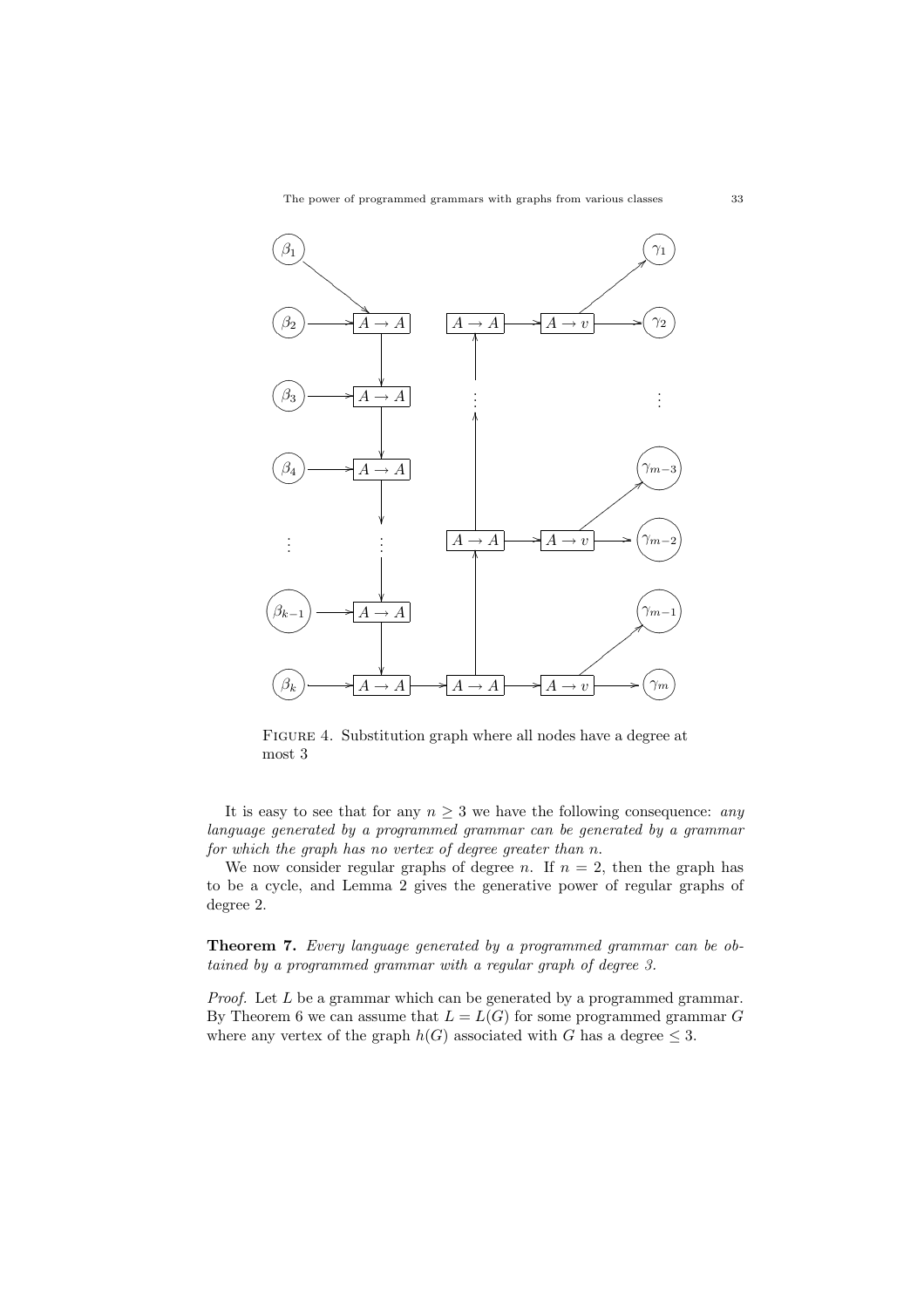Figure 4. Substitution graph where all nodes have a degree at most 3

It is easy to see that for any $n \geq 3$ we have the following consequence: *any language generated by a programmed grammar can be generated by a grammar for which the graph has no vertex of degree greater than* $n$.

We now consider regular graphs of degree $n$. If $n = 2$, then the graph has to be a cycle, and Lemma 2 gives the generative power of regular graphs of degree 2.

**Theorem 7.** *Every language generated by a programmed grammar can be obtained by a programmed grammar with a regular graph of degree 3.*

*Proof.* Let $L$ be a grammar which can be generated by a programmed grammar. By Theorem 6 we can assume that $L = L(G)$ for some programmed grammar $G$ where any vertex of the graph $h(G)$ associated with $G$ has a degree $\leq 3$.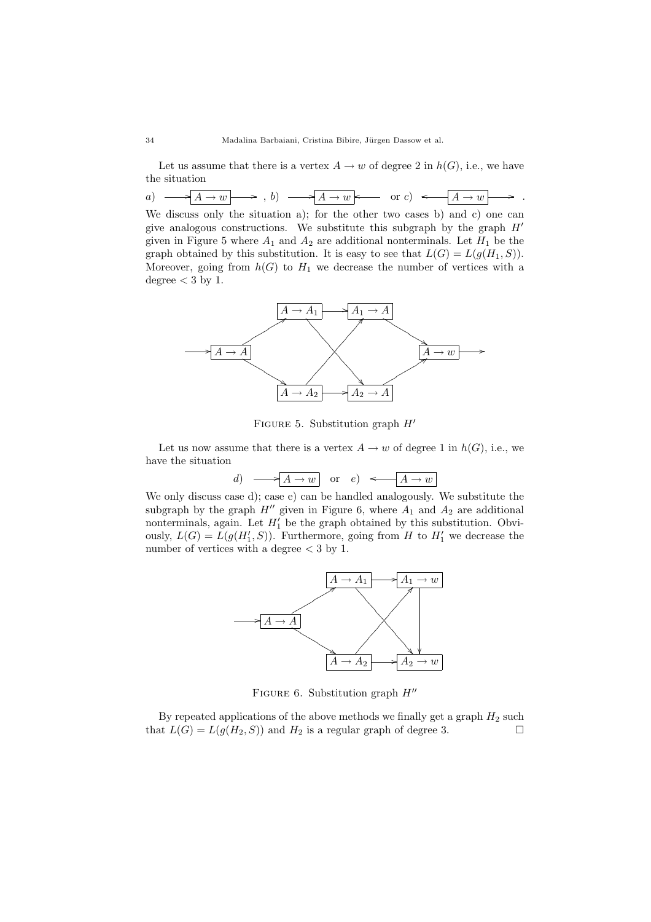Let us assume that there is a vertex $A \to w$ of degree 2 in $h(G)$, i.e., we have the situation

$a)\ \longrightarrow \boxed{A \to w} \longrightarrow$ , $b)\ \longrightarrow \boxed{A \to w} \longleftarrow$ or $c)\ \longleftarrow \boxed{A \to w} \longrightarrow$ .

We discuss only the situation a); for the other two cases b) and c) one can give analogous constructions. We substitute this subgraph by the graph $H'$ given in Figure 5 where $A_1$ and $A_2$ are additional nonterminals. Let $H_1$ be the graph obtained by this substitution. It is easy to see that $L(G) = L(g(H_1, S))$. Moreover, going from $h(G)$ to $H_1$ we decrease the number of vertices with a degree $< 3$ by 1.

FIGURE 5. Substitution graph $H'$

Let us now assume that there is a vertex $A \to w$ of degree 1 in $h(G)$, i.e., we have the situation

$d)\ \longrightarrow \boxed{A \to w}$ or $e)\ \longleftarrow \boxed{A \to w}$

We only discuss case d); case e) can be handled analogously. We substitute the subgraph by the graph $H''$ given in Figure 6, where $A_1$ and $A_2$ are additional nonterminals, again. Let $H_1'$ be the graph obtained by this substitution. Obviously, $L(G) = L(g(H_1', S))$. Furthermore, going from $H$ to $H_1'$ we decrease the number of vertices with a degree $< 3$ by 1.

FIGURE 6. Substitution graph $H''$

By repeated applications of the above methods we finally get a graph $H_2$ such that $L(G) = L(g(H_2, S))$ and $H_2$ is a regular graph of degree 3. □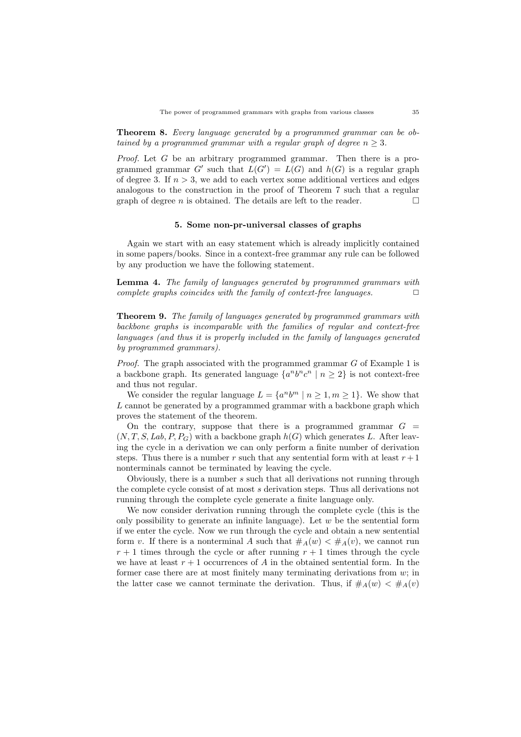**Theorem 8.** *Every language generated by a programmed grammar can be obtained by a programmed grammar with a regular graph of degree $n \geq 3$.*

*Proof.* Let $G$ be an arbitrary programmed grammar. Then there is a programmed grammar $G'$ such that $L(G') = L(G)$ and $h(G)$ is a regular graph of degree 3. If $n > 3$, we add to each vertex some additional vertices and edges analogous to the construction in the proof of Theorem 7 such that a regular graph of degree $n$ is obtained. The details are left to the reader. □

## 5. Some non-pr-universal classes of graphs

Again we start with an easy statement which is already implicitly contained in some papers/books. Since in a context-free grammar any rule can be followed by any production we have the following statement.

**Lemma 4.** *The family of languages generated by programmed grammars with complete graphs coincides with the family of context-free languages.* □

**Theorem 9.** *The family of languages generated by programmed grammars with backbone graphs is incomparable with the families of regular and context-free languages (and thus it is properly included in the family of languages generated by programmed grammars).*

*Proof.* The graph associated with the programmed grammar $G$ of Example 1 is a backbone graph. Its generated language $\{a^n b^n c^n \mid n \geq 2\}$ is not context-free and thus not regular.

We consider the regular language $L = \{a^n b^m \mid n \geq 1, m \geq 1\}$. We show that $L$ cannot be generated by a programmed grammar with a backbone graph which proves the statement of the theorem.

On the contrary, suppose that there is a programmed grammar $G = (N, T, S, Lab, P, P_G)$ with a backbone graph $h(G)$ which generates $L$. After leaving the cycle in a derivation we can only perform a finite number of derivation steps. Thus there is a number $r$ such that any sentential form with at least $r+1$ nonterminals cannot be terminated by leaving the cycle.

Obviously, there is a number $s$ such that all derivations not running through the complete cycle consist of at most $s$ derivation steps. Thus all derivations not running through the complete cycle generate a finite language only.

We now consider derivation running through the complete cycle (this is the only possibility to generate an infinite language). Let $w$ be the sentential form if we enter the cycle. Now we run through the cycle and obtain a new sentential form $v$. If there is a nonterminal $A$ such that $\#_A(w) < \#_A(v)$, we cannot run $r+1$ times through the cycle or after running $r+1$ times through the cycle we have at least $r+1$ occurrences of $A$ in the obtained sentential form. In the former case there are at most finitely many terminating derivations from $w$; in the latter case we cannot terminate the derivation. Thus, if $\#_A(w) < \#_A(v)$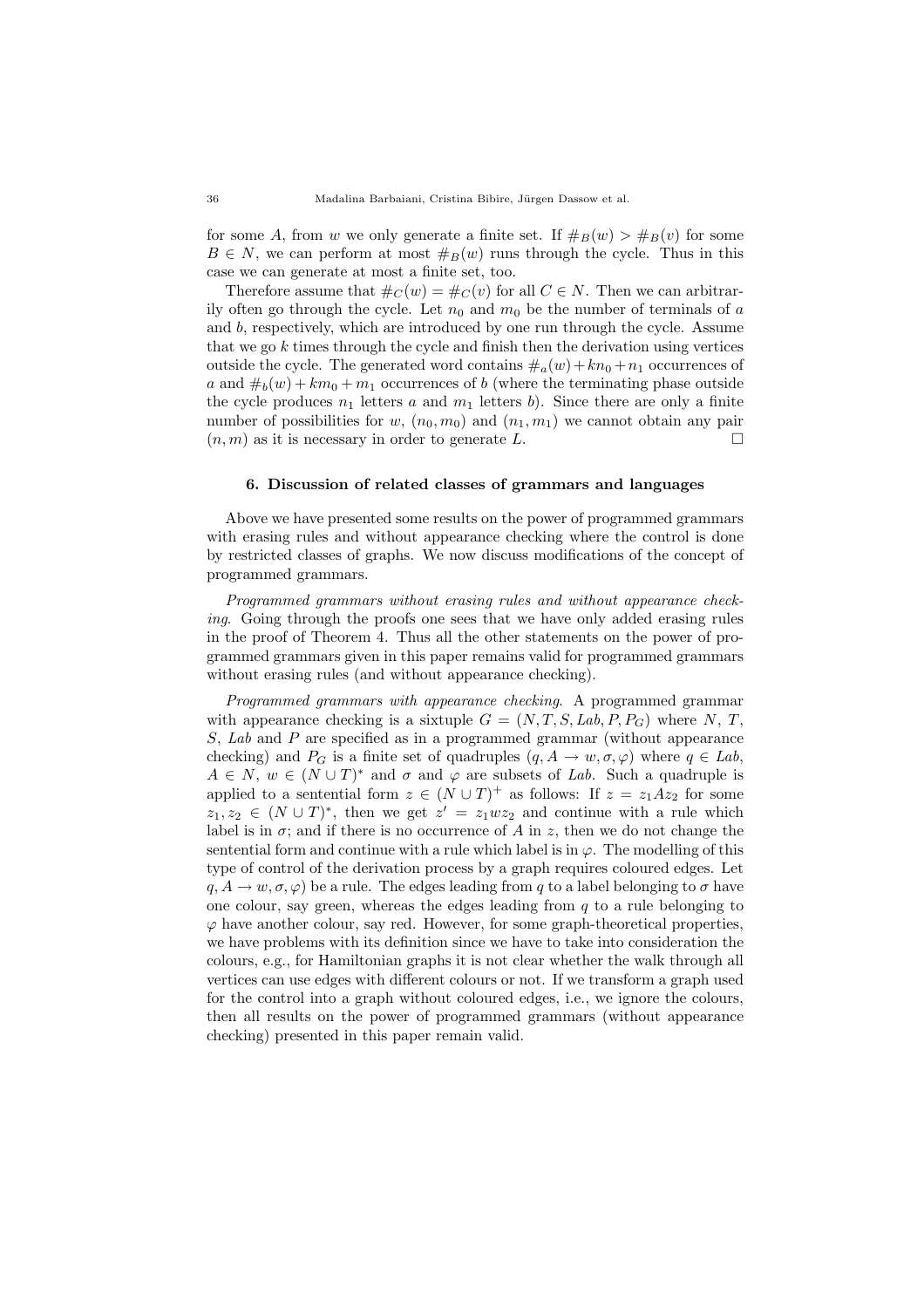for some $A$, from $w$ we only generate a finite set. If $\#_B(w) > \#_B(v)$ for some $B \in N$, we can perform at most $\#_B(w)$ runs through the cycle. Thus in this case we can generate at most a finite set, too.

Therefore assume that $\#_C(w) = \#_C(v)$ for all $C \in N$. Then we can arbitrarily often go through the cycle. Let $n_0$ and $m_0$ be the number of terminals of $a$ and $b$, respectively, which are introduced by one run through the cycle. Assume that we go $k$ times through the cycle and finish then the derivation using vertices outside the cycle. The generated word contains $\#_a(w) + kn_0 + n_1$ occurrences of $a$ and $\#_b(w) + km_0 + m_1$ occurrences of $b$ (where the terminating phase outside the cycle produces $n_1$ letters $a$ and $m_1$ letters $b$). Since there are only a finite number of possibilities for $w$, $(n_0, m_0)$ and $(n_1, m_1)$ we cannot obtain any pair $(n, m)$ as it is necessary in order to generate $L$. □

### 6. Discussion of related classes of grammars and languages

Above we have presented some results on the power of programmed grammars with erasing rules and without appearance checking where the control is done by restricted classes of graphs. We now discuss modifications of the concept of programmed grammars.

*Programmed grammars without erasing rules and without appearance checking*. Going through the proofs one sees that we have only added erasing rules in the proof of Theorem 4. Thus all the other statements on the power of programmed grammars given in this paper remains valid for programmed grammars without erasing rules (and without appearance checking).

*Programmed grammars with appearance checking*. A programmed grammar with appearance checking is a sixtuple $G = (N, T, S, Lab, P, P_G)$ where $N$, $T$, $S$, $Lab$ and $P$ are specified as in a programmed grammar (without appearance checking) and $P_G$ is a finite set of quadruples $(q, A \to w, \sigma, \varphi)$ where $q \in Lab$, $A \in N$, $w \in (N \cup T)^*$ and $\sigma$ and $\varphi$ are subsets of $Lab$. Such a quadruple is applied to a sentential form $z \in (N \cup T)^+$ as follows: If $z = z_1 A z_2$ for some $z_1, z_2 \in (N \cup T)^*$, then we get $z' = z_1 w z_2$ and continue with a rule which label is in $\sigma$; and if there is no occurrence of $A$ in $z$, then we do not change the sentential form and continue with a rule which label is in $\varphi$. The modelling of this type of control of the derivation process by a graph requires coloured edges. Let $q, A \to w, \sigma, \varphi)$ be a rule. The edges leading from $q$ to a label belonging to $\sigma$ have one colour, say green, whereas the edges leading from $q$ to a rule belonging to $\varphi$ have another colour, say red. However, for some graph-theoretical properties, we have problems with its definition since we have to take into consideration the colours, e.g., for Hamiltonian graphs it is not clear whether the walk through all vertices can use edges with different colours or not. If we transform a graph used for the control into a graph without coloured edges, i.e., we ignore the colours, then all results on the power of programmed grammars (without appearance checking) presented in this paper remain valid.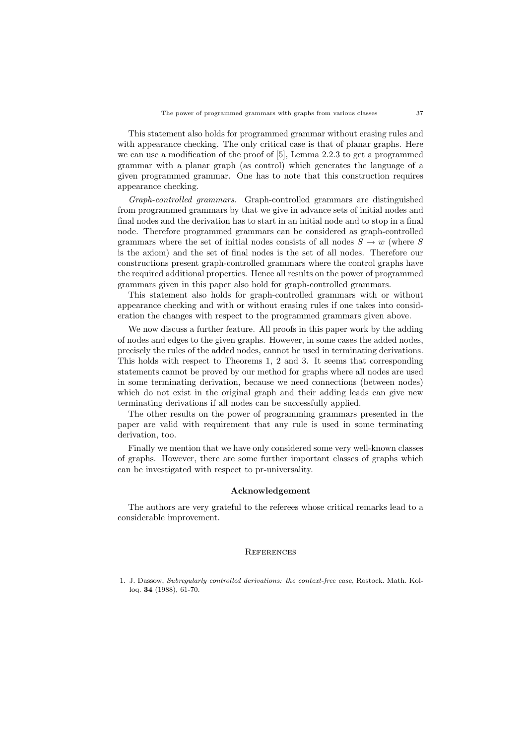This statement also holds for programmed grammar without erasing rules and with appearance checking. The only critical case is that of planar graphs. Here we can use a modification of the proof of [5], Lemma 2.2.3 to get a programmed grammar with a planar graph (as control) which generates the language of a given programmed grammar. One has to note that this construction requires appearance checking.

*Graph-controlled grammars.* Graph-controlled grammars are distinguished from programmed grammars by that we give in advance sets of initial nodes and final nodes and the derivation has to start in an initial node and to stop in a final node. Therefore programmed grammars can be considered as graph-controlled grammars where the set of initial nodes consists of all nodes $S \to w$ (where $S$ is the axiom) and the set of final nodes is the set of all nodes. Therefore our constructions present graph-controlled grammars where the control graphs have the required additional properties. Hence all results on the power of programmed grammars given in this paper also hold for graph-controlled grammars.

This statement also holds for graph-controlled grammars with or without appearance checking and with or without erasing rules if one takes into consideration the changes with respect to the programmed grammars given above.

We now discuss a further feature. All proofs in this paper work by the adding of nodes and edges to the given graphs. However, in some cases the added nodes, precisely the rules of the added nodes, cannot be used in terminating derivations. This holds with respect to Theorems 1, 2 and 3. It seems that corresponding statements cannot be proved by our method for graphs where all nodes are used in some terminating derivation, because we need connections (between nodes) which do not exist in the original graph and their adding leads can give new terminating derivations if all nodes can be successfully applied.

The other results on the power of programming grammars presented in the paper are valid with requirement that any rule is used in some terminating derivation, too.

Finally we mention that we have only considered some very well-known classes of graphs. However, there are some further important classes of graphs which can be investigated with respect to pr-universality.

## Acknowledgement

The authors are very grateful to the referees whose critical remarks lead to a considerable improvement.

## References

1. J. Dassow, *Subregularly controlled derivations: the context-free case*, Rostock. Math. Kolloq. **34** (1988), 61-70.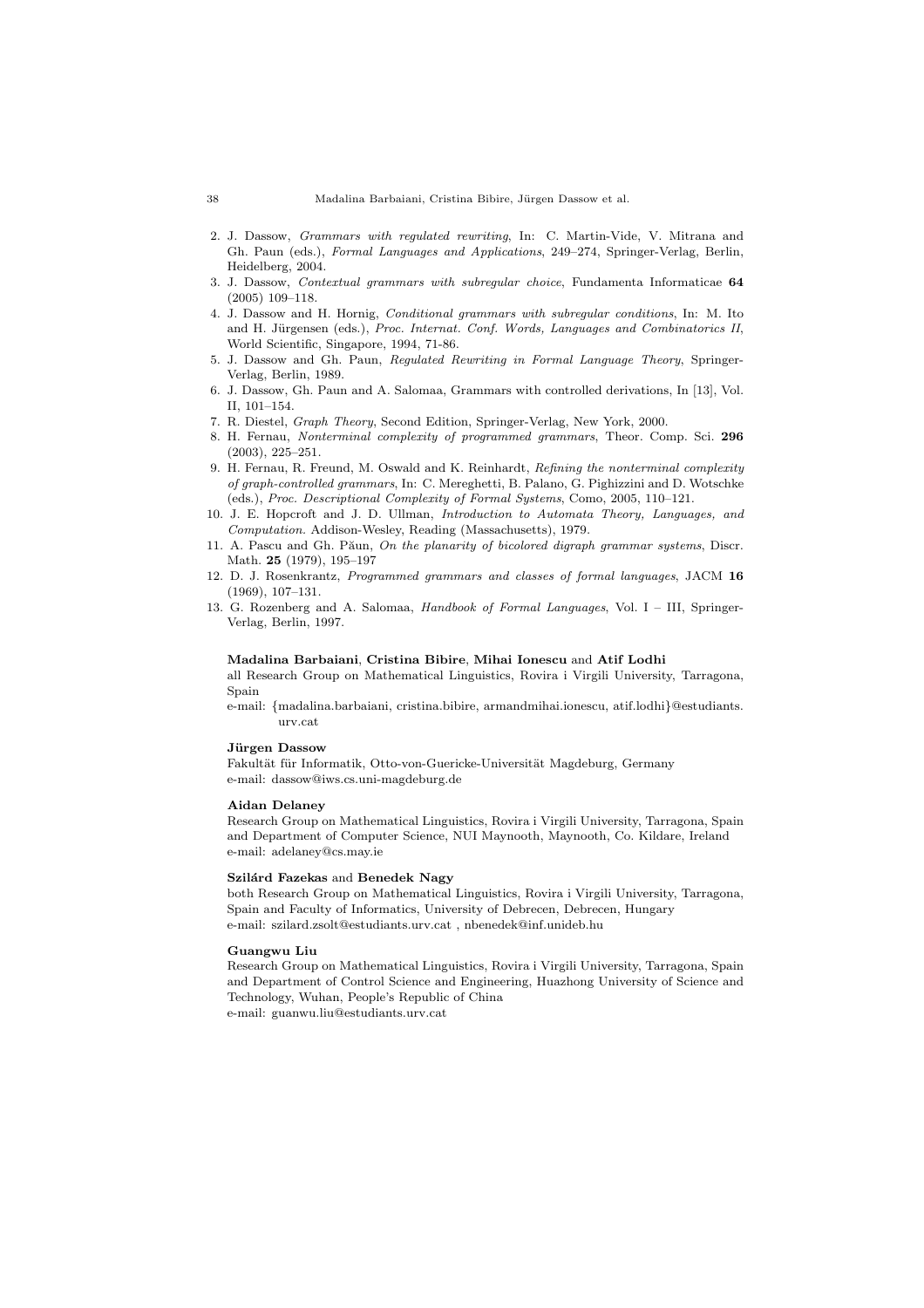2. J. Dassow, *Grammars with regulated rewriting*, In: C. Martin-Vide, V. Mitrana and Gh. Paun (eds.), *Formal Languages and Applications*, 249–274, Springer-Verlag, Berlin, Heidelberg, 2004.
3. J. Dassow, *Contextual grammars with subregular choice*, Fundamenta Informaticae **64** (2005) 109–118.
4. J. Dassow and H. Hornig, *Conditional grammars with subregular conditions*, In: M. Ito and H. Jürgensen (eds.), *Proc. Internat. Conf. Words, Languages and Combinatorics II*, World Scientific, Singapore, 1994, 71-86.
5. J. Dassow and Gh. Paun, *Regulated Rewriting in Formal Language Theory*, Springer-Verlag, Berlin, 1989.
6. J. Dassow, Gh. Paun and A. Salomaa, Grammars with controlled derivations, In [13], Vol. II, 101–154.
7. R. Diestel, *Graph Theory*, Second Edition, Springer-Verlag, New York, 2000.
8. H. Fernau, *Nonterminal complexity of programmed grammars*, Theor. Comp. Sci. **296** (2003), 225–251.
9. H. Fernau, R. Freund, M. Oswald and K. Reinhardt, *Refining the nonterminal complexity of graph-controlled grammars*, In: C. Mereghetti, B. Palano, G. Pighizzini and D. Wotschke (eds.), *Proc. Descriptional Complexity of Formal Systems*, Como, 2005, 110–121.
10. J. E. Hopcroft and J. D. Ullman, *Introduction to Automata Theory, Languages, and Computation.* Addison-Wesley, Reading (Massachusetts), 1979.
11. A. Pascu and Gh. Păun, *On the planarity of bicolored digraph grammar systems*, Discr. Math. **25** (1979), 195–197
12. D. J. Rosenkrantz, *Programmed grammars and classes of formal languages*, JACM **16** (1969), 107–131.
13. G. Rozenberg and A. Salomaa, *Handbook of Formal Languages*, Vol. I – III, Springer-Verlag, Berlin, 1997.

**Madalina Barbaiani**, **Cristina Bibire**, **Mihai Ionescu** and **Atif Lodhi**
all Research Group on Mathematical Linguistics, Rovira i Virgili University, Tarragona, Spain
e-mail: {madalina.barbaiani, cristina.bibire, armandmihai.ionescu, atif.lodhi}@estudiants.urv.cat

**Jürgen Dassow**
Fakultät für Informatik, Otto-von-Guericke-Universität Magdeburg, Germany
e-mail: dassow@iws.cs.uni-magdeburg.de

**Aidan Delaney**
Research Group on Mathematical Linguistics, Rovira i Virgili University, Tarragona, Spain and Department of Computer Science, NUI Maynooth, Maynooth, Co. Kildare, Ireland
e-mail: adelaney@cs.may.ie

**Szilárd Fazekas** and **Benedek Nagy**
both Research Group on Mathematical Linguistics, Rovira i Virgili University, Tarragona, Spain and Faculty of Informatics, University of Debrecen, Debrecen, Hungary
e-mail: szilard.zsolt@estudiants.urv.cat , nbenedek@inf.unideb.hu

**Guangwu Liu**
Research Group on Mathematical Linguistics, Rovira i Virgili University, Tarragona, Spain and Department of Control Science and Engineering, Huazhong University of Science and Technology, Wuhan, People's Republic of China
e-mail: guanwu.liu@estudiants.urv.cat